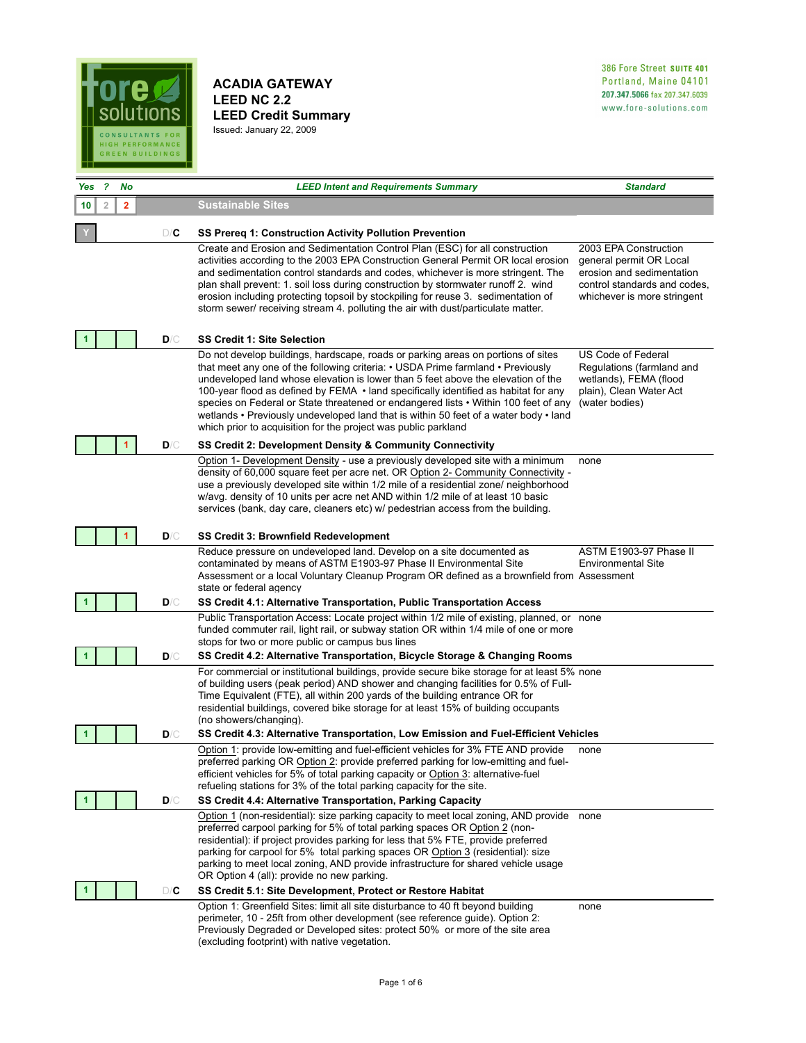fore solutions
CONSULTANTS FOR HIGH PERFORMANCE GREEN BUILDINGS

# ACADIA GATEWAY
# LEED NC 2.2
# LEED Credit Summary

Issued: January 22, 2009

386 Fore Street SUITE 401
Portland, Maine 04101
207.347.5066 fax 207.347.6039
www.fore-solutions.com

| Yes | ? | No | D/C | LEED Intent and Requirements Summary | Standard |
|---|---|---|---|---|---|
| 10 | 2 | 2 | | **Sustainable Sites** | |
| Y | | | C | **SS Prereq 1: Construction Activity Pollution Prevention** | |
| | | | | Create and Erosion and Sedimentation Control Plan (ESC) for all construction activities according to the 2003 EPA Construction General Permit OR local erosion and sedimentation control standards and codes, whichever is more stringent. The plan shall prevent: 1. soil loss during construction by stormwater runoff 2. wind erosion including protecting topsoil by stockpiling for reuse 3. sedimentation of storm sewer/ receiving stream 4. polluting the air with dust/particulate matter. | 2003 EPA Construction general permit OR Local erosion and sedimentation control standards and codes, whichever is more stringent |
| 1 | | | D | **SS Credit 1: Site Selection** | |
| | | | | Do not develop buildings, hardscape, roads or parking areas on portions of sites that meet any one of the following criteria: • USDA Prime farmland • Previously undeveloped land whose elevation is lower than 5 feet above the elevation of the 100-year flood as defined by FEMA • land specifically identified as habitat for any species on Federal or State threatened or endangered lists • Within 100 feet of any wetlands • Previously undeveloped land that is within 50 feet of a water body • land which prior to acquisition for the project was public parkland | US Code of Federal Regulations (farmland and wetlands), FEMA (flood plain), Clean Water Act (water bodies) |
| | | 1 | D | **SS Credit 2: Development Density & Community Connectivity** | |
| | | | | Option 1- Development Density - use a previously developed site with a minimum density of 60,000 square feet per acre net. OR Option 2- Community Connectivity - use a previously developed site within 1/2 mile of a residential zone/ neighborhood w/avg. density of 10 units per acre net AND within 1/2 mile of at least 10 basic services (bank, day care, cleaners etc) w/ pedestrian access from the building. | none |
| | | 1 | D | **SS Credit 3: Brownfield Redevelopment** | |
| | | | | Reduce pressure on undeveloped land. Develop on a site documented as contaminated by means of ASTM E1903-97 Phase II Environmental Site Assessment or a local Voluntary Cleanup Program OR defined as a brownfield from state or federal agency | ASTM E1903-97 Phase II Environmental Site Assessment |
| 1 | | | D | **SS Credit 4.1: Alternative Transportation, Public Transportation Access** | |
| | | | | Public Transportation Access: Locate project within 1/2 mile of existing, planned, or funded commuter rail, light rail, or subway station OR within 1/4 mile of one or more stops for two or more public or campus bus lines | none |
| 1 | | | D | **SS Credit 4.2: Alternative Transportation, Bicycle Storage & Changing Rooms** | |
| | | | | For commercial or institutional buildings, provide secure bike storage for at least 5% of building users (peak period) AND shower and changing facilities for 0.5% of Full-Time Equivalent (FTE), all within 200 yards of the building entrance OR for residential buildings, covered bike storage for at least 15% of building occupants (no showers/changing). | none |
| 1 | | | D | **SS Credit 4.3: Alternative Transportation, Low Emission and Fuel-Efficient Vehicles** | |
| | | | | Option 1: provide low-emitting and fuel-efficient vehicles for 3% FTE AND provide preferred parking OR Option 2: provide preferred parking for low-emitting and fuel-efficient vehicles for 5% of total parking capacity or Option 3: alternative-fuel refueling stations for 3% of the total parking capacity for the site. | none |
| 1 | | | D | **SS Credit 4.4: Alternative Transportation, Parking Capacity** | |
| | | | | Option 1 (non-residential): size parking capacity to meet local zoning, AND provide preferred carpool parking for 5% of total parking spaces OR Option 2 (non-residential): if project provides parking for less that 5% FTE, provide preferred parking for carpool for 5% total parking spaces OR Option 3 (residential): size parking to meet local zoning, AND provide infrastructure for shared vehicle usage OR Option 4 (all): provide no new parking. | none |
| 1 | | | C | **SS Credit 5.1: Site Development, Protect or Restore Habitat** | |
| | | | | Option 1: Greenfield Sites: limit all site disturbance to 40 ft beyond building perimeter, 10 - 25ft from other development (see reference guide). Option 2: Previously Degraded or Developed sites: protect 50% or more of the site area (excluding footprint) with native vegetation. | none |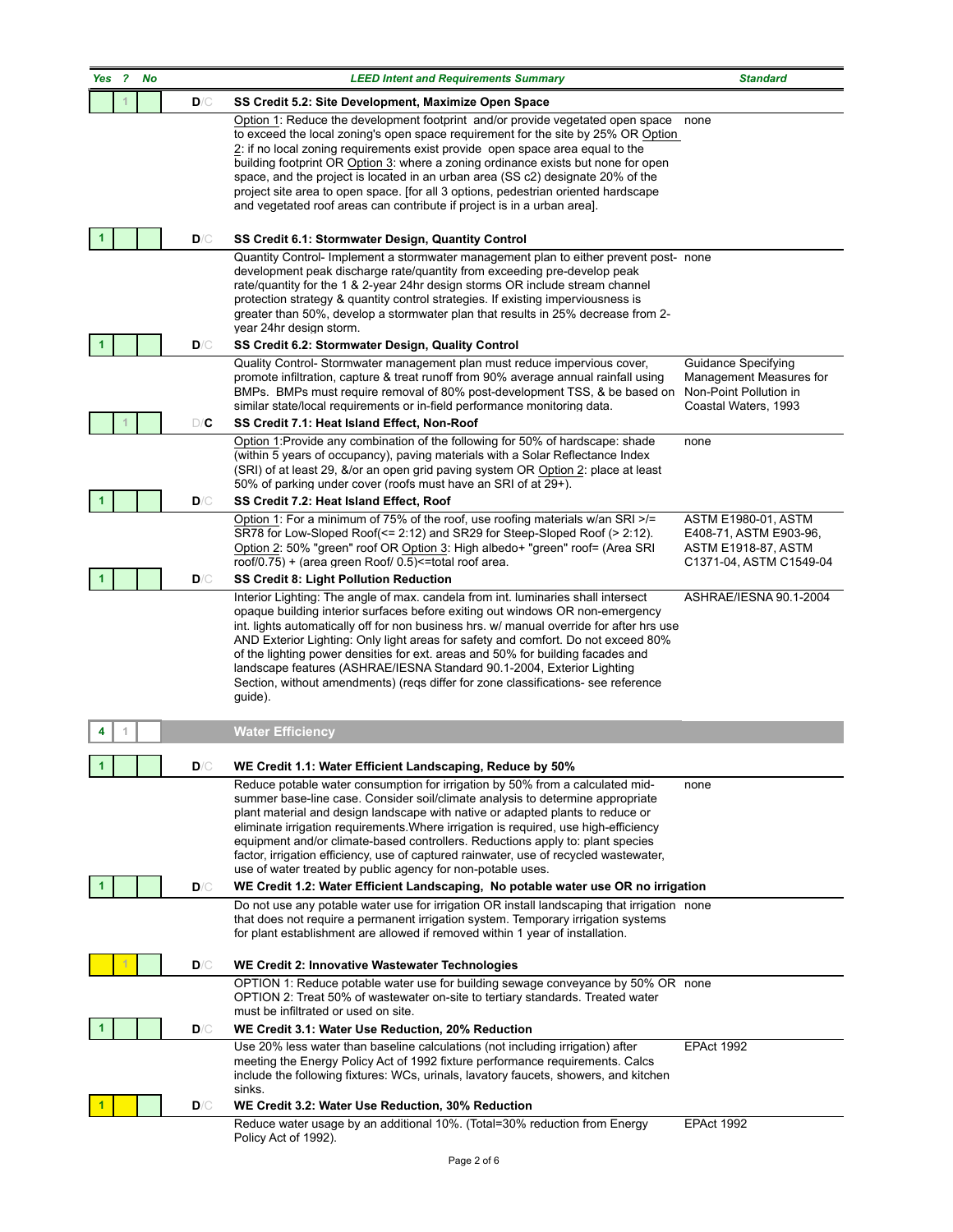| Yes | ? | No | | LEED Intent and Requirements Summary | Standard |
|---|---|---|---|---|---|
| | 1 | | D/C | **SS Credit 5.2: Site Development, Maximize Open Space** | |
| | | | | Option 1: Reduce the development footprint and/or provide vegetated open space to exceed the local zoning's open space requirement for the site by 25% OR Option 2: if no local zoning requirements exist provide open space area equal to the building footprint OR Option 3: where a zoning ordinance exists but none for open space, and the project is located in an urban area (SS c2) designate 20% of the project site area to open space. [for all 3 options, pedestrian oriented hardscape and vegetated roof areas can contribute if project is in a urban area]. | none |
| 1 | | | D/C | **SS Credit 6.1: Stormwater Design, Quantity Control** | |
| | | | | Quantity Control- Implement a stormwater management plan to either prevent post-development peak discharge rate/quantity from exceeding pre-develop peak rate/quantity for the 1 & 2-year 24hr design storms OR include stream channel protection strategy & quantity control strategies. If existing imperviousness is greater than 50%, develop a stormwater plan that results in 25% decrease from 2-year 24hr design storm. | none |
| 1 | | | D/C | **SS Credit 6.2: Stormwater Design, Quality Control** | |
| | | | | Quality Control- Stormwater management plan must reduce impervious cover, promote infiltration, capture & treat runoff from 90% average annual rainfall using BMPs. BMPs must require removal of 80% post-development TSS, & be based on similar state/local requirements or in-field performance monitoring data. | Guidance Specifying Management Measures for Non-Point Pollution in Coastal Waters, 1993 |
| | 1 | | D/C | **SS Credit 7.1: Heat Island Effect, Non-Roof** | |
| | | | | Option 1:Provide any combination of the following for 50% of hardscape: shade (within 5 years of occupancy), paving materials with a Solar Reflectance Index (SRI) of at least 29, &/or an open grid paving system OR Option 2: place at least 50% of parking under cover (roofs must have an SRI of at 29+). | none |
| 1 | | | D/C | **SS Credit 7.2: Heat Island Effect, Roof** | |
| | | | | Option 1: For a minimum of 75% of the roof, use roofing materials w/an SRI >/= SR78 for Low-Sloped Roof(<= 2:12) and SR29 for Steep-Sloped Roof (> 2:12). Option 2: 50% "green" roof OR Option 3: High albedo+ "green" roof= (Area SRI roof/0.75) + (area green Roof/ 0.5)<=total roof area. | ASTM E1980-01, ASTM E408-71, ASTM E903-96, ASTM E1918-87, ASTM C1371-04, ASTM C1549-04 |
| 1 | | | D/C | **SS Credit 8: Light Pollution Reduction** | |
| | | | | Interior Lighting: The angle of max. candela from int. luminaries shall intersect opaque building interior surfaces before exiting out windows OR non-emergency int. lights automatically off for non business hrs. w/ manual override for after hrs use AND Exterior Lighting: Only light areas for safety and comfort. Do not exceed 80% of the lighting power densities for ext. areas and 50% for building facades and landscape features (ASHRAE/IESNA Standard 90.1-2004, Exterior Lighting Section, without amendments) (reqs differ for zone classifications- see reference guide). | ASHRAE/IESNA 90.1-2004 |
| 4 | 1 | | | **Water Efficiency** | |
| 1 | | | D/C | **WE Credit 1.1: Water Efficient Landscaping, Reduce by 50%** | |
| | | | | Reduce potable water consumption for irrigation by 50% from a calculated mid-summer base-line case. Consider soil/climate analysis to determine appropriate plant material and design landscape with native or adapted plants to reduce or eliminate irrigation requirements.Where irrigation is required, use high-efficiency equipment and/or climate-based controllers. Reductions apply to: plant species factor, irrigation efficiency, use of captured rainwater, use of recycled wastewater, use of water treated by public agency for non-potable uses. | none |
| 1 | | | D/C | **WE Credit 1.2: Water Efficient Landscaping, No potable water use OR no irrigation** | |
| | | | | Do not use any potable water use for irrigation OR install landscaping that irrigation does not require a permanent irrigation system. Temporary irrigation systems for plant establishment are allowed if removed within 1 year of installation. | none |
| | 1 | | D/C | **WE Credit 2: Innovative Wastewater Technologies** | |
| | | | | OPTION 1: Reduce potable water use for building sewage conveyance by 50% OR OPTION 2: Treat 50% of wastewater on-site to tertiary standards. Treated water must be infiltrated or used on site. | none |
| 1 | | | D/C | **WE Credit 3.1: Water Use Reduction, 20% Reduction** | |
| | | | | Use 20% less water than baseline calculations (not including irrigation) after meeting the Energy Policy Act of 1992 fixture performance requirements. Calcs include the following fixtures: WCs, urinals, lavatory faucets, showers, and kitchen sinks. | EPAct 1992 |
| 1 | | | D/C | **WE Credit 3.2: Water Use Reduction, 30% Reduction** | |
| | | | | Reduce water usage by an additional 10%. (Total=30% reduction from Energy Policy Act of 1992). | EPAct 1992 |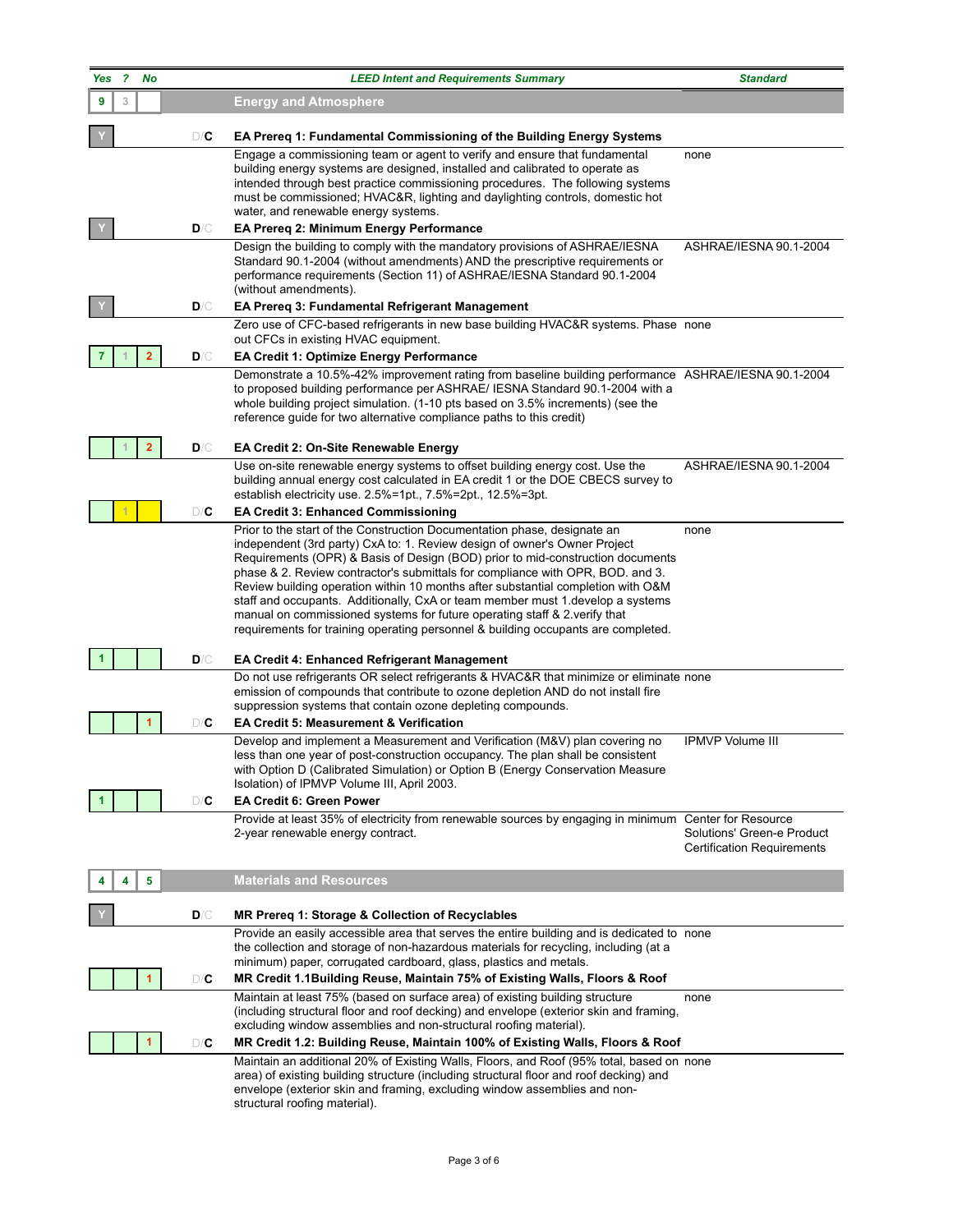| Yes | ? | No | | LEED Intent and Requirements Summary | Standard |
|---|---|---|---|---|---|
| 9 | 3 | | | **Energy and Atmosphere** | |
| Y | | | D/**C** | **EA Prereq 1: Fundamental Commissioning of the Building Energy Systems** | |
| | | | | Engage a commissioning team or agent to verify and ensure that fundamental building energy systems are designed, installed and calibrated to operate as intended through best practice commissioning procedures. The following systems must be commissioned; HVAC&R, lighting and daylighting controls, domestic hot water, and renewable energy systems. | none |
| Y | | | **D**/C | **EA Prereq 2: Minimum Energy Performance** | |
| | | | | Design the building to comply with the mandatory provisions of ASHRAE/IESNA Standard 90.1-2004 (without amendments) AND the prescriptive requirements or performance requirements (Section 11) of ASHRAE/IESNA Standard 90.1-2004 (without amendments). | ASHRAE/IESNA 90.1-2004 |
| Y | | | **D**/C | **EA Prereq 3: Fundamental Refrigerant Management** | |
| | | | | Zero use of CFC-based refrigerants in new base building HVAC&R systems. Phase out CFCs in existing HVAC equipment. | none |
| 7 | 1 | 2 | **D**/C | **EA Credit 1: Optimize Energy Performance** | |
| | | | | Demonstrate a 10.5%-42% improvement rating from baseline building performance to proposed building performance per ASHRAE/ IESNA Standard 90.1-2004 with a whole building project simulation. (1-10 pts based on 3.5% increments) (see the reference guide for two alternative compliance paths to this credit) | ASHRAE/IESNA 90.1-2004 |
| | 1 | 2 | **D**/C | **EA Credit 2: On-Site Renewable Energy** | |
| | | | | Use on-site renewable energy systems to offset building energy cost. Use the building annual energy cost calculated in EA credit 1 or the DOE CBECS survey to establish electricity use. 2.5%=1pt., 7.5%=2pt., 12.5%=3pt. | ASHRAE/IESNA 90.1-2004 |
| | 1 | | D/**C** | **EA Credit 3: Enhanced Commissioning** | |
| | | | | Prior to the start of the Construction Documentation phase, designate an independent (3rd party) CxA to: 1. Review design of owner's Owner Project Requirements (OPR) & Basis of Design (BOD) prior to mid-construction documents phase & 2. Review contractor's submittals for compliance with OPR, BOD. and 3. Review building operation within 10 months after substantial completion with O&M staff and occupants. Additionally, CxA or team member must 1.develop a systems manual on commissioned systems for future operating staff & 2.verify that requirements for training operating personnel & building occupants are completed. | none |
| 1 | | | **D**/C | **EA Credit 4: Enhanced Refrigerant Management** | |
| | | | | Do not use refrigerants OR select refrigerants & HVAC&R that minimize or eliminate emission of compounds that contribute to ozone depletion AND do not install fire suppression systems that contain ozone depleting compounds. | none |
| | | 1 | D/**C** | **EA Credit 5: Measurement & Verification** | |
| | | | | Develop and implement a Measurement and Verification (M&V) plan covering no less than one year of post-construction occupancy. The plan shall be consistent with Option D (Calibrated Simulation) or Option B (Energy Conservation Measure Isolation) of IPMVP Volume III, April 2003. | IPMVP Volume III |
| 1 | | | D/**C** | **EA Credit 6: Green Power** | |
| | | | | Provide at least 35% of electricity from renewable sources by engaging in minimum 2-year renewable energy contract. | Center for Resource Solutions' Green-e Product Certification Requirements |
| 4 | 4 | 5 | | **Materials and Resources** | |
| Y | | | **D**/C | **MR Prereq 1: Storage & Collection of Recyclables** | |
| | | | | Provide an easily accessible area that serves the entire building and is dedicated to the collection and storage of non-hazardous materials for recycling, including (at a minimum) paper, corrugated cardboard, glass, plastics and metals. | none |
| | | 1 | D/**C** | **MR Credit 1.1Building Reuse, Maintain 75% of Existing Walls, Floors & Roof** | |
| | | | | Maintain at least 75% (based on surface area) of existing building structure (including structural floor and roof decking) and envelope (exterior skin and framing, excluding window assemblies and non-structural roofing material). | none |
| | | 1 | D/**C** | **MR Credit 1.2: Building Reuse, Maintain 100% of Existing Walls, Floors & Roof** | |
| | | | | Maintain an additional 20% of Existing Walls, Floors, and Roof (95% total, based on area) of existing building structure (including structural floor and roof decking) and envelope (exterior skin and framing, excluding window assemblies and non-structural roofing material). | none |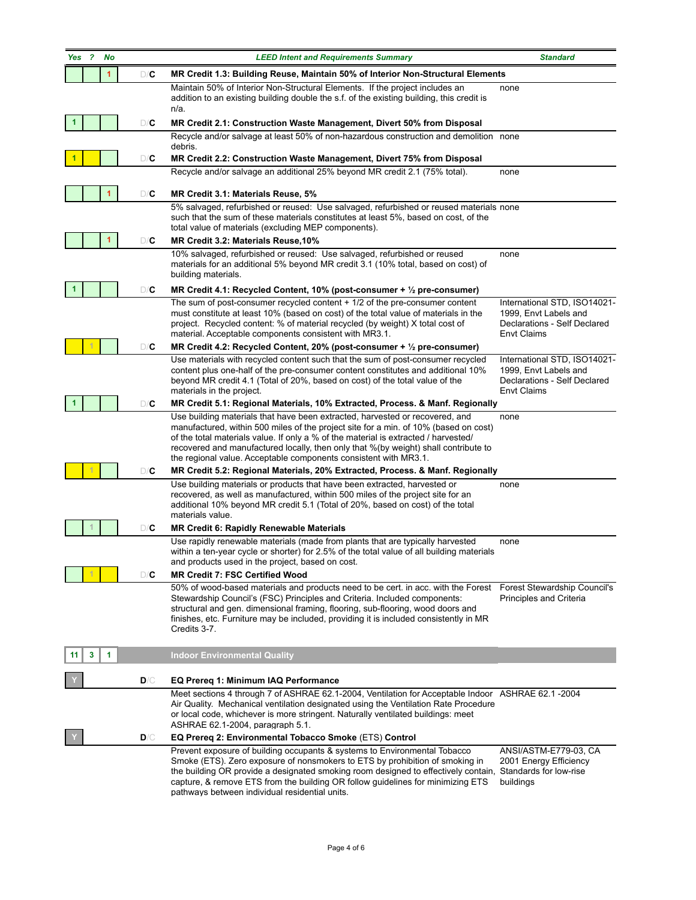| Yes | ? | No | | LEED Intent and Requirements Summary | Standard |
|---|---|---|---|---|---|
| | | 1 | D/C | **MR Credit 1.3: Building Reuse, Maintain 50% of Interior Non-Structural Elements** | |
| | | | | Maintain 50% of Interior Non-Structural Elements. If the project includes an addition to an existing building double the s.f. of the existing building, this credit is n/a. | none |
| 1 | | | D/C | **MR Credit 2.1: Construction Waste Management, Divert 50% from Disposal** | |
| | | | | Recycle and/or salvage at least 50% of non-hazardous construction and demolition debris. | none |
| 1 | | | D/C | **MR Credit 2.2: Construction Waste Management, Divert 75% from Disposal** | |
| | | | | Recycle and/or salvage an additional 25% beyond MR credit 2.1 (75% total). | none |
| | | 1 | D/C | **MR Credit 3.1: Materials Reuse, 5%** | |
| | | | | 5% salvaged, refurbished or reused: Use salvaged, refurbished or reused materials such that the sum of these materials constitutes at least 5%, based on cost, of the total value of materials (excluding MEP components). | none |
| | | 1 | D/C | **MR Credit 3.2: Materials Reuse,10%** | |
| | | | | 10% salvaged, refurbished or reused: Use salvaged, refurbished or reused materials for an additional 5% beyond MR credit 3.1 (10% total, based on cost) of building materials. | none |
| 1 | | | D/C | **MR Credit 4.1: Recycled Content, 10% (post-consumer + ½ pre-consumer)** | |
| | | | | The sum of post-consumer recycled content + 1/2 of the pre-consumer content must constitute at least 10% (based on cost) of the total value of materials in the project. Recycled content: % of material recycled (by weight) X total cost of material. Acceptable components consistent with MR3.1. | International STD, ISO14021-1999, Envt Labels and Declarations - Self Declared Envt Claims |
| | 1 | | D/C | **MR Credit 4.2: Recycled Content, 20% (post-consumer + ½ pre-consumer)** | |
| | | | | Use materials with recycled content such that the sum of post-consumer recycled content plus one-half of the pre-consumer content constitutes and additional 10% beyond MR credit 4.1 (Total of 20%, based on cost) of the total value of the materials in the project. | International STD, ISO14021-1999, Envt Labels and Declarations - Self Declared Envt Claims |
| 1 | | | D/C | **MR Credit 5.1: Regional Materials, 10% Extracted, Process. & Manf. Regionally** | |
| | | | | Use building materials that have been extracted, harvested or recovered, and manufactured, within 500 miles of the project site for a min. of 10% (based on cost) of the total materials value. If only a % of the material is extracted / harvested/ recovered and manufactured locally, then only that %(by weight) shall contribute to the regional value. Acceptable components consistent with MR3.1. | none |
| | 1 | | D/C | **MR Credit 5.2: Regional Materials, 20% Extracted, Process. & Manf. Regionally** | |
| | | | | Use building materials or products that have been extracted, harvested or recovered, as well as manufactured, within 500 miles of the project site for an additional 10% beyond MR credit 5.1 (Total of 20%, based on cost) of the total materials value. | none |
| | 1 | | D/C | **MR Credit 6: Rapidly Renewable Materials** | |
| | | | | Use rapidly renewable materials (made from plants that are typically harvested within a ten-year cycle or shorter) for 2.5% of the total value of all building materials and products used in the project, based on cost. | none |
| | 1 | | D/C | **MR Credit 7: FSC Certified Wood** | |
| | | | | 50% of wood-based materials and products need to be cert. in acc. with the Forest Stewardship Council's (FSC) Principles and Criteria. Included components: structural and gen. dimensional framing, flooring, sub-flooring, wood doors and finishes, etc. Furniture may be included, providing it is included consistently in MR Credits 3-7. | Forest Stewardship Council's Principles and Criteria |
| 11 | 3 | 1 | | **Indoor Environmental Quality** | |
| Y | | | D/C | **EQ Prereq 1: Minimum IAQ Performance** | |
| | | | | Meet sections 4 through 7 of ASHRAE 62.1-2004, Ventilation for Acceptable Indoor Air Quality. Mechanical ventilation designated using the Ventilation Rate Procedure or local code, whichever is more stringent. Naturally ventilated buildings: meet ASHRAE 62.1-2004, paragraph 5.1. | ASHRAE 62.1 -2004 |
| Y | | | D/C | **EQ Prereq 2: Environmental Tobacco Smoke (ETS) Control** | |
| | | | | Prevent exposure of building occupants & systems to Environmental Tobacco Smoke (ETS). Zero exposure of nonsmokers to ETS by prohibition of smoking in the building OR provide a designated smoking room designed to effectively contain, capture, & remove ETS from the building OR follow guidelines for minimizing ETS pathways between individual residential units. | ANSI/ASTM-E779-03, CA 2001 Energy Efficiency Standards for low-rise buildings |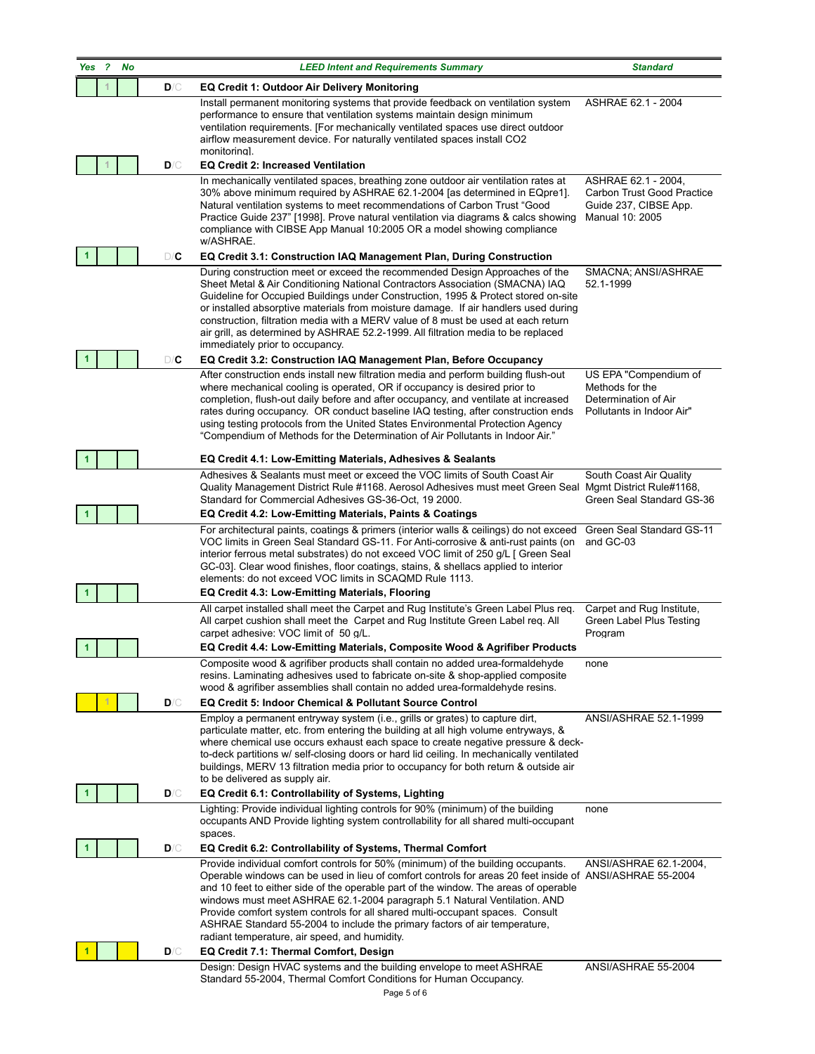| Yes | ? | No | | LEED Intent and Requirements Summary | Standard |
|---|---|---|---|---|---|
| | 1 | | D/C | **EQ Credit 1: Outdoor Air Delivery Monitoring** | |
| | | | | Install permanent monitoring systems that provide feedback on ventilation system performance to ensure that ventilation systems maintain design minimum ventilation requirements. [For mechanically ventilated spaces use direct outdoor airflow measurement device. For naturally ventilated spaces install CO2 monitoring]. | ASHRAE 62.1 - 2004 |
| | 1 | | D/C | **EQ Credit 2: Increased Ventilation** | |
| | | | | In mechanically ventilated spaces, breathing zone outdoor air ventilation rates at 30% above minimum required by ASHRAE 62.1-2004 [as determined in EQpre1]. Natural ventilation systems to meet recommendations of Carbon Trust "Good Practice Guide 237" [1998]. Prove natural ventilation via diagrams & calcs showing compliance with CIBSE App Manual 10:2005 OR a model showing compliance w/ASHRAE. | ASHRAE 62.1 - 2004, Carbon Trust Good Practice Guide 237, CIBSE App. Manual 10: 2005 |
| 1 | | | D/C | **EQ Credit 3.1: Construction IAQ Management Plan, During Construction** | |
| | | | | During construction meet or exceed the recommended Design Approaches of the Sheet Metal & Air Conditioning National Contractors Association (SMACNA) IAQ Guideline for Occupied Buildings under Construction, 1995 & Protect stored on-site or installed absorptive materials from moisture damage. If air handlers used during construction, filtration media with a MERV value of 8 must be used at each return air grill, as determined by ASHRAE 52.2-1999. All filtration media to be replaced immediately prior to occupancy. | SMACNA; ANSI/ASHRAE 52.1-1999 |
| 1 | | | D/C | **EQ Credit 3.2: Construction IAQ Management Plan, Before Occupancy** | |
| | | | | After construction ends install new filtration media and perform building flush-out where mechanical cooling is operated, OR if occupancy is desired prior to completion, flush-out daily before and after occupancy, and ventilate at increased rates during occupancy. OR conduct baseline IAQ testing, after construction ends using testing protocols from the United States Environmental Protection Agency "Compendium of Methods for the Determination of Air Pollutants in Indoor Air." | US EPA "Compendium of Methods for the Determination of Air Pollutants in Indoor Air" |
| 1 | | | | **EQ Credit 4.1: Low-Emitting Materials, Adhesives & Sealants** | |
| | | | | Adhesives & Sealants must meet or exceed the VOC limits of South Coast Air Quality Management District Rule #1168. Aerosol Adhesives must meet Green Seal Standard for Commercial Adhesives GS-36-Oct, 19 2000. | South Coast Air Quality Mgmt District Rule#1168, Green Seal Standard GS-36 |
| 1 | | | | **EQ Credit 4.2: Low-Emitting Materials, Paints & Coatings** | |
| | | | | For architectural paints, coatings & primers (interior walls & ceilings) do not exceed VOC limits in Green Seal Standard GS-11. For Anti-corrosive & anti-rust paints (on interior ferrous metal substrates) do not exceed VOC limit of 250 g/L [ Green Seal GC-03]. Clear wood finishes, floor coatings, stains, & shellacs applied to interior elements: do not exceed VOC limits in SCAQMD Rule 1113. | Green Seal Standard GS-11 and GC-03 |
| 1 | | | | **EQ Credit 4.3: Low-Emitting Materials, Flooring** | |
| | | | | All carpet installed shall meet the Carpet and Rug Institute's Green Label Plus req. All carpet cushion shall meet the Carpet and Rug Institute Green Label req. All carpet adhesive: VOC limit of 50 g/L. | Carpet and Rug Institute, Green Label Plus Testing Program |
| 1 | | | | **EQ Credit 4.4: Low-Emitting Materials, Composite Wood & Agrifiber Products** | |
| | | | | Composite wood & agrifiber products shall contain no added urea-formaldehyde resins. Laminating adhesives used to fabricate on-site & shop-applied composite wood & agrifiber assemblies shall contain no added urea-formaldehyde resins. | none |
| | 1 | | D/C | **EQ Credit 5: Indoor Chemical & Pollutant Source Control** | |
| | | | | Employ a permanent entryway system (i.e., grills or grates) to capture dirt, particulate matter, etc. from entering the building at all high volume entryways, & where chemical use occurs exhaust each space to create negative pressure & deck-to-deck partitions w/ self-closing doors or hard lid ceiling. In mechanically ventilated buildings, MERV 13 filtration media prior to occupancy for both return & outside air to be delivered as supply air. | ANSI/ASHRAE 52.1-1999 |
| 1 | | | D/C | **EQ Credit 6.1: Controllability of Systems, Lighting** | |
| | | | | Lighting: Provide individual lighting controls for 90% (minimum) of the building occupants AND Provide lighting system controllability for all shared multi-occupant spaces. | none |
| 1 | | | D/C | **EQ Credit 6.2: Controllability of Systems, Thermal Comfort** | |
| | | | | Provide individual comfort controls for 50% (minimum) of the building occupants. Operable windows can be used in lieu of comfort controls for areas 20 feet inside of and 10 feet to either side of the operable part of the window. The areas of operable windows must meet ASHRAE 62.1-2004 paragraph 5.1 Natural Ventilation. AND Provide comfort system controls for all shared multi-occupant spaces. Consult ASHRAE Standard 55-2004 to include the primary factors of air temperature, radiant temperature, air speed, and humidity. | ANSI/ASHRAE 62.1-2004, ANSI/ASHRAE 55-2004 |
| 1 | | | D/C | **EQ Credit 7.1: Thermal Comfort, Design** | |
| | | | | Design: Design HVAC systems and the building envelope to meet ASHRAE Standard 55-2004, Thermal Comfort Conditions for Human Occupancy. | ANSI/ASHRAE 55-2004 |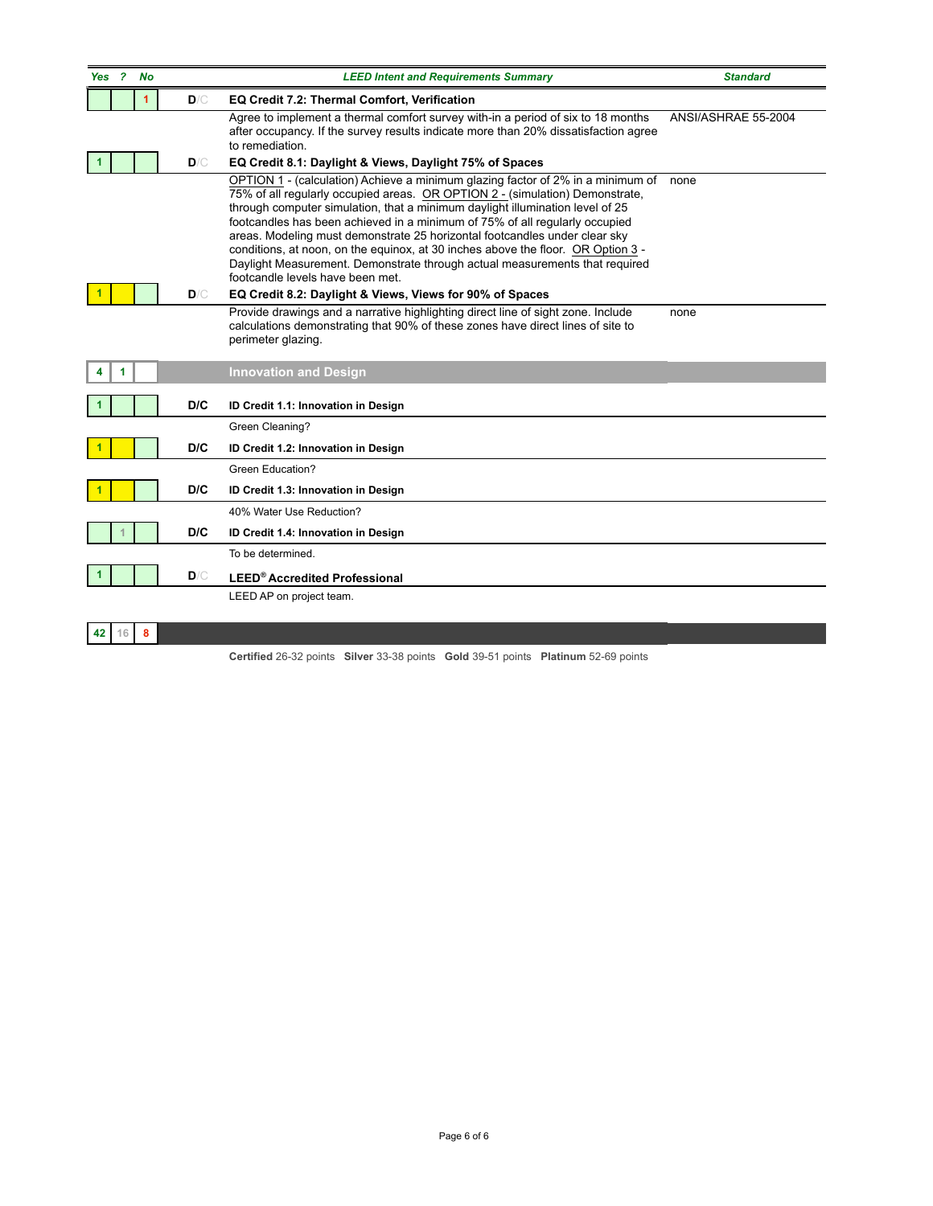| Yes | ? | No | | LEED Intent and Requirements Summary | Standard |
|---|---|---|---|---|---|
| | | 1 | D/C | **EQ Credit 7.2: Thermal Comfort, Verification** | |
| | | | | Agree to implement a thermal comfort survey with-in a period of six to 18 months after occupancy. If the survey results indicate more than 20% dissatisfaction agree to remediation. | ANSI/ASHRAE 55-2004 |
| 1 | | | D/C | **EQ Credit 8.1: Daylight & Views, Daylight 75% of Spaces** | |
| | | | | OPTION 1 - (calculation) Achieve a minimum glazing factor of 2% in a minimum of 75% of all regularly occupied areas. OR OPTION 2 - (simulation) Demonstrate, through computer simulation, that a minimum daylight illumination level of 25 footcandles has been achieved in a minimum of 75% of all regularly occupied areas. Modeling must demonstrate 25 horizontal footcandles under clear sky conditions, at noon, on the equinox, at 30 inches above the floor. OR Option 3 - Daylight Measurement. Demonstrate through actual measurements that required footcandle levels have been met. | none |
| 1 | | | D/C | **EQ Credit 8.2: Daylight & Views, Views for 90% of Spaces** | |
| | | | | Provide drawings and a narrative highlighting direct line of sight zone. Include calculations demonstrating that 90% of these zones have direct lines of site to perimeter glazing. | none |
| 4 | 1 | | | **Innovation and Design** | |
| 1 | | | D/C | **ID Credit 1.1: Innovation in Design** | |
| | | | | Green Cleaning? | |
| 1 | | | D/C | **ID Credit 1.2: Innovation in Design** | |
| | | | | Green Education? | |
| 1 | | | D/C | **ID Credit 1.3: Innovation in Design** | |
| | | | | 40% Water Use Reduction? | |
| | 1 | | D/C | **ID Credit 1.4: Innovation in Design** | |
| | | | | To be determined. | |
| 1 | | | D/C | **LEED® Accredited Professional** | |
| | | | | LEED AP on project team. | |
| 42 | 16 | 8 | | | |

**Certified** 26-32 points **Silver** 33-38 points **Gold** 39-51 points **Platinum** 52-69 points